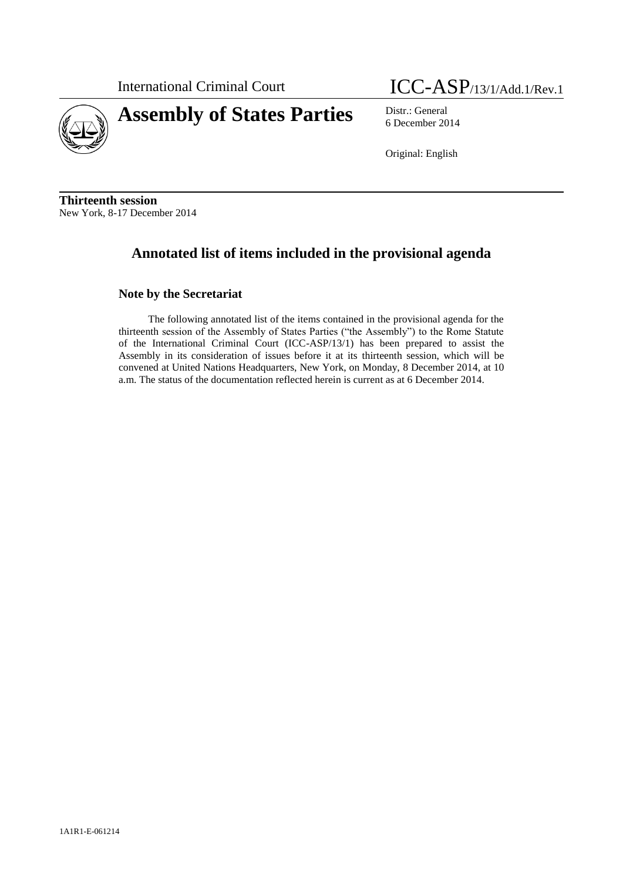International Criminal Court

ICC-ASP/13/1/Add.1/Rev.1

# Assembly of States Parties

Distr.: General
6 December 2014

Original: English

**Thirteenth session**
New York, 8-17 December 2014

## Annotated list of items included in the provisional agenda

### Note by the Secretariat

The following annotated list of the items contained in the provisional agenda for the thirteenth session of the Assembly of States Parties ("the Assembly") to the Rome Statute of the International Criminal Court (ICC-ASP/13/1) has been prepared to assist the Assembly in its consideration of issues before it at its thirteenth session, which will be convened at United Nations Headquarters, New York, on Monday, 8 December 2014, at 10 a.m. The status of the documentation reflected herein is current as at 6 December 2014.

1A1R1-E-061214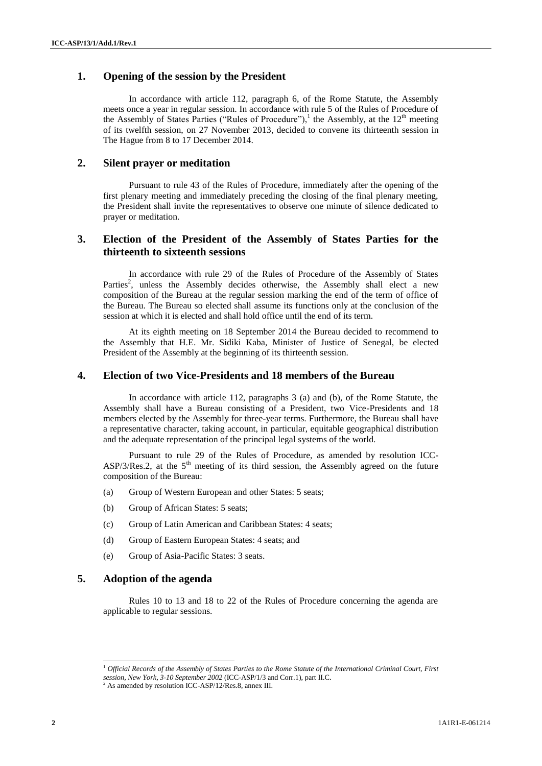## 1. Opening of the session by the President

In accordance with article 112, paragraph 6, of the Rome Statute, the Assembly meets once a year in regular session. In accordance with rule 5 of the Rules of Procedure of the Assembly of States Parties ("Rules of Procedure"),[1] the Assembly, at the 12th meeting of its twelfth session, on 27 November 2013, decided to convene its thirteenth session in The Hague from 8 to 17 December 2014.

## 2. Silent prayer or meditation

Pursuant to rule 43 of the Rules of Procedure, immediately after the opening of the first plenary meeting and immediately preceding the closing of the final plenary meeting, the President shall invite the representatives to observe one minute of silence dedicated to prayer or meditation.

## 3. Election of the President of the Assembly of States Parties for the thirteenth to sixteenth sessions

In accordance with rule 29 of the Rules of Procedure of the Assembly of States Parties[2], unless the Assembly decides otherwise, the Assembly shall elect a new composition of the Bureau at the regular session marking the end of the term of office of the Bureau. The Bureau so elected shall assume its functions only at the conclusion of the session at which it is elected and shall hold office until the end of its term.

At its eighth meeting on 18 September 2014 the Bureau decided to recommend to the Assembly that H.E. Mr. Sidiki Kaba, Minister of Justice of Senegal, be elected President of the Assembly at the beginning of its thirteenth session.

## 4. Election of two Vice-Presidents and 18 members of the Bureau

In accordance with article 112, paragraphs 3 (a) and (b), of the Rome Statute, the Assembly shall have a Bureau consisting of a President, two Vice-Presidents and 18 members elected by the Assembly for three-year terms. Furthermore, the Bureau shall have a representative character, taking account, in particular, equitable geographical distribution and the adequate representation of the principal legal systems of the world.

Pursuant to rule 29 of the Rules of Procedure, as amended by resolution ICC-ASP/3/Res.2, at the 5th meeting of its third session, the Assembly agreed on the future composition of the Bureau:

(a) Group of Western European and other States: 5 seats;

(b) Group of African States: 5 seats;

(c) Group of Latin American and Caribbean States: 4 seats;

(d) Group of Eastern European States: 4 seats; and

(e) Group of Asia-Pacific States: 3 seats.

## 5. Adoption of the agenda

Rules 10 to 13 and 18 to 22 of the Rules of Procedure concerning the agenda are applicable to regular sessions.

---

[1] *Official Records of the Assembly of States Parties to the Rome Statute of the International Criminal Court, First session, New York, 3-10 September 2002* (ICC-ASP/1/3 and Corr.1), part II.C.

[2] As amended by resolution ICC-ASP/12/Res.8, annex III.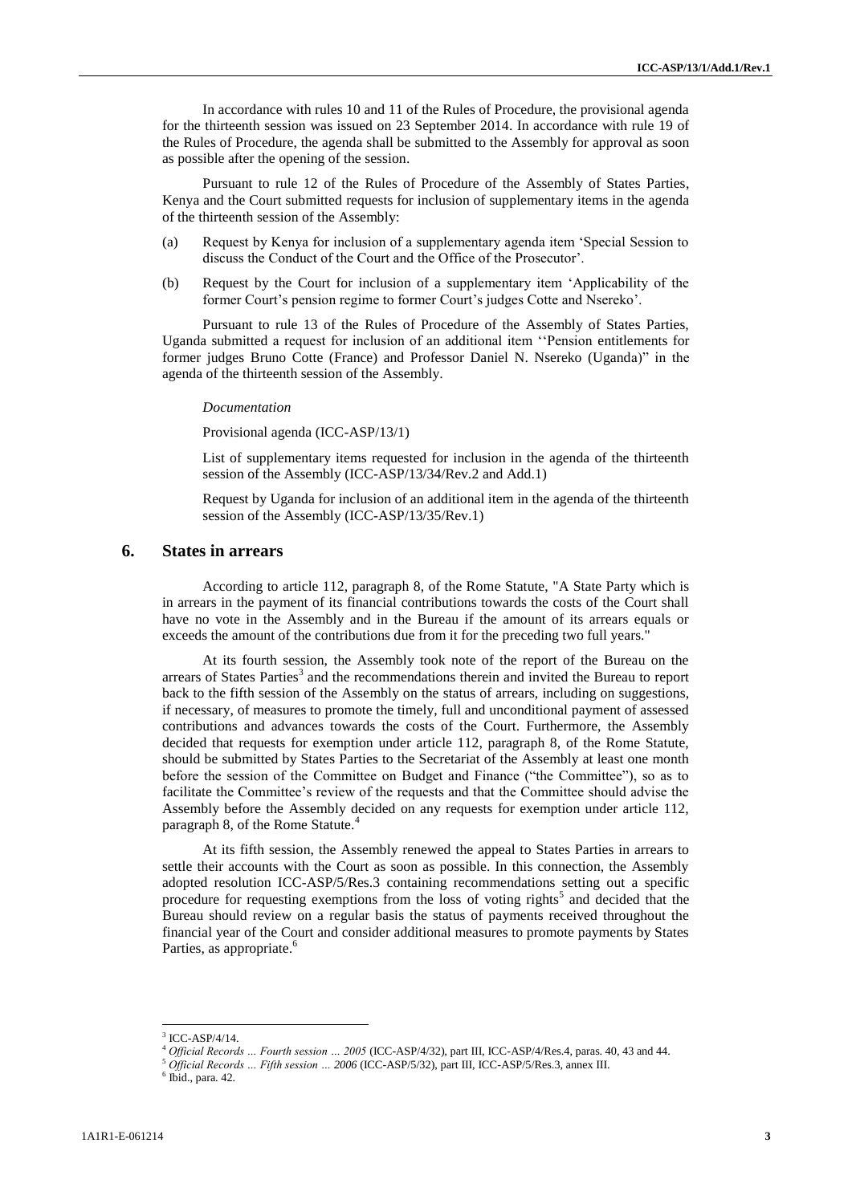In accordance with rules 10 and 11 of the Rules of Procedure, the provisional agenda for the thirteenth session was issued on 23 September 2014. In accordance with rule 19 of the Rules of Procedure, the agenda shall be submitted to the Assembly for approval as soon as possible after the opening of the session.

Pursuant to rule 12 of the Rules of Procedure of the Assembly of States Parties, Kenya and the Court submitted requests for inclusion of supplementary items in the agenda of the thirteenth session of the Assembly:

(a) Request by Kenya for inclusion of a supplementary agenda item 'Special Session to discuss the Conduct of the Court and the Office of the Prosecutor'.

(b) Request by the Court for inclusion of a supplementary item 'Applicability of the former Court's pension regime to former Court's judges Cotte and Nsereko'.

Pursuant to rule 13 of the Rules of Procedure of the Assembly of States Parties, Uganda submitted a request for inclusion of an additional item ''Pension entitlements for former judges Bruno Cotte (France) and Professor Daniel N. Nsereko (Uganda)" in the agenda of the thirteenth session of the Assembly.

*Documentation*

Provisional agenda (ICC-ASP/13/1)

List of supplementary items requested for inclusion in the agenda of the thirteenth session of the Assembly (ICC-ASP/13/34/Rev.2 and Add.1)

Request by Uganda for inclusion of an additional item in the agenda of the thirteenth session of the Assembly (ICC-ASP/13/35/Rev.1)

## 6. States in arrears

According to article 112, paragraph 8, of the Rome Statute, "A State Party which is in arrears in the payment of its financial contributions towards the costs of the Court shall have no vote in the Assembly and in the Bureau if the amount of its arrears equals or exceeds the amount of the contributions due from it for the preceding two full years."

At its fourth session, the Assembly took note of the report of the Bureau on the arrears of States Parties[3] and the recommendations therein and invited the Bureau to report back to the fifth session of the Assembly on the status of arrears, including on suggestions, if necessary, of measures to promote the timely, full and unconditional payment of assessed contributions and advances towards the costs of the Court. Furthermore, the Assembly decided that requests for exemption under article 112, paragraph 8, of the Rome Statute, should be submitted by States Parties to the Secretariat of the Assembly at least one month before the session of the Committee on Budget and Finance ("the Committee"), so as to facilitate the Committee's review of the requests and that the Committee should advise the Assembly before the Assembly decided on any requests for exemption under article 112, paragraph 8, of the Rome Statute.[4]

At its fifth session, the Assembly renewed the appeal to States Parties in arrears to settle their accounts with the Court as soon as possible. In this connection, the Assembly adopted resolution ICC-ASP/5/Res.3 containing recommendations setting out a specific procedure for requesting exemptions from the loss of voting rights[5] and decided that the Bureau should review on a regular basis the status of payments received throughout the financial year of the Court and consider additional measures to promote payments by States Parties, as appropriate.[6]

[3] ICC-ASP/4/14.

[4] *Official Records … Fourth session … 2005* (ICC-ASP/4/32), part III, ICC-ASP/4/Res.4, paras. 40, 43 and 44.

[5] *Official Records … Fifth session … 2006* (ICC-ASP/5/32), part III, ICC-ASP/5/Res.3, annex III.

[6] Ibid., para. 42.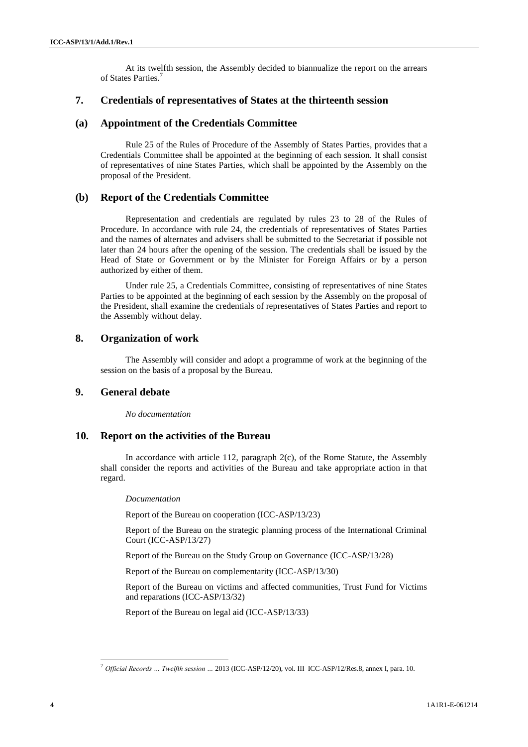At its twelfth session, the Assembly decided to biannualize the report on the arrears of States Parties.[7]

## 7. Credentials of representatives of States at the thirteenth session

### (a) Appointment of the Credentials Committee

Rule 25 of the Rules of Procedure of the Assembly of States Parties, provides that a Credentials Committee shall be appointed at the beginning of each session. It shall consist of representatives of nine States Parties, which shall be appointed by the Assembly on the proposal of the President.

### (b) Report of the Credentials Committee

Representation and credentials are regulated by rules 23 to 28 of the Rules of Procedure. In accordance with rule 24, the credentials of representatives of States Parties and the names of alternates and advisers shall be submitted to the Secretariat if possible not later than 24 hours after the opening of the session. The credentials shall be issued by the Head of State or Government or by the Minister for Foreign Affairs or by a person authorized by either of them.

Under rule 25, a Credentials Committee, consisting of representatives of nine States Parties to be appointed at the beginning of each session by the Assembly on the proposal of the President, shall examine the credentials of representatives of States Parties and report to the Assembly without delay.

## 8. Organization of work

The Assembly will consider and adopt a programme of work at the beginning of the session on the basis of a proposal by the Bureau.

## 9. General debate

*No documentation*

## 10. Report on the activities of the Bureau

In accordance with article 112, paragraph 2(c), of the Rome Statute, the Assembly shall consider the reports and activities of the Bureau and take appropriate action in that regard.

*Documentation*

Report of the Bureau on cooperation (ICC-ASP/13/23)

Report of the Bureau on the strategic planning process of the International Criminal Court (ICC-ASP/13/27)

Report of the Bureau on the Study Group on Governance (ICC-ASP/13/28)

Report of the Bureau on complementarity (ICC-ASP/13/30)

Report of the Bureau on victims and affected communities, Trust Fund for Victims and reparations (ICC-ASP/13/32)

Report of the Bureau on legal aid (ICC-ASP/13/33)

---

[7] *Official Records … Twelfth session …* 2013 (ICC-ASP/12/20), vol. III ICC-ASP/12/Res.8, annex I, para. 10.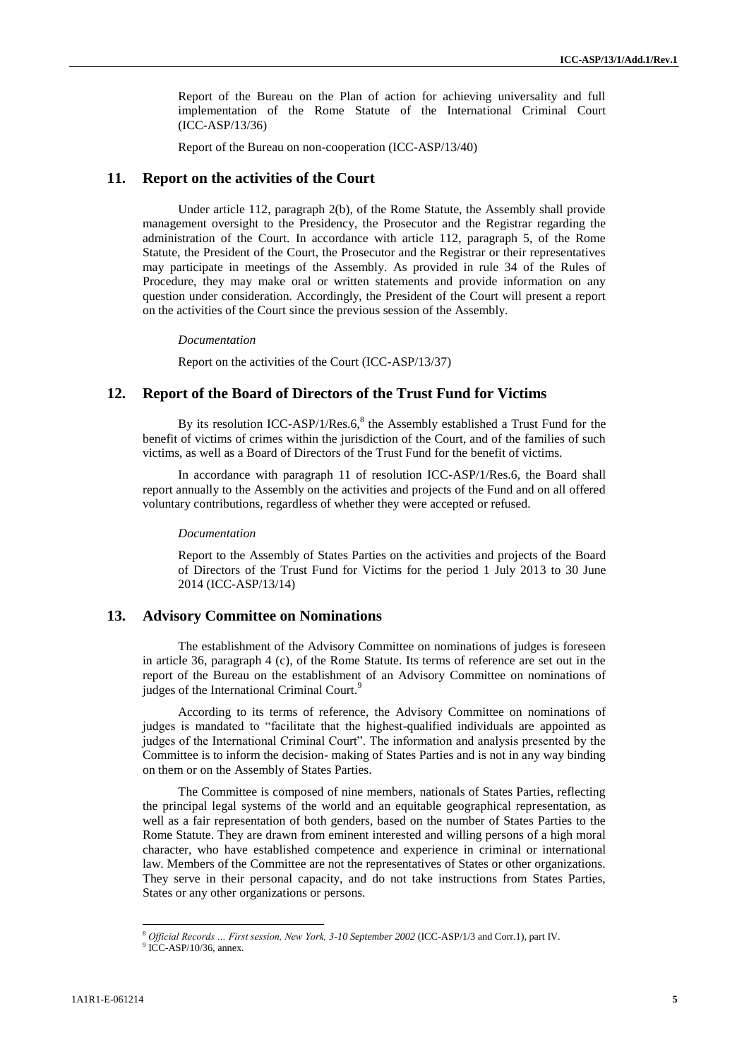Report of the Bureau on the Plan of action for achieving universality and full implementation of the Rome Statute of the International Criminal Court (ICC-ASP/13/36)

Report of the Bureau on non-cooperation (ICC-ASP/13/40)

## 11. Report on the activities of the Court

Under article 112, paragraph 2(b), of the Rome Statute, the Assembly shall provide management oversight to the Presidency, the Prosecutor and the Registrar regarding the administration of the Court. In accordance with article 112, paragraph 5, of the Rome Statute, the President of the Court, the Prosecutor and the Registrar or their representatives may participate in meetings of the Assembly. As provided in rule 34 of the Rules of Procedure, they may make oral or written statements and provide information on any question under consideration. Accordingly, the President of the Court will present a report on the activities of the Court since the previous session of the Assembly.

*Documentation*

Report on the activities of the Court (ICC-ASP/13/37)

## 12. Report of the Board of Directors of the Trust Fund for Victims

By its resolution ICC-ASP/1/Res.6,[8] the Assembly established a Trust Fund for the benefit of victims of crimes within the jurisdiction of the Court, and of the families of such victims, as well as a Board of Directors of the Trust Fund for the benefit of victims.

In accordance with paragraph 11 of resolution ICC-ASP/1/Res.6, the Board shall report annually to the Assembly on the activities and projects of the Fund and on all offered voluntary contributions, regardless of whether they were accepted or refused.

*Documentation*

Report to the Assembly of States Parties on the activities and projects of the Board of Directors of the Trust Fund for Victims for the period 1 July 2013 to 30 June 2014 (ICC-ASP/13/14)

## 13. Advisory Committee on Nominations

The establishment of the Advisory Committee on nominations of judges is foreseen in article 36, paragraph 4 (c), of the Rome Statute. Its terms of reference are set out in the report of the Bureau on the establishment of an Advisory Committee on nominations of judges of the International Criminal Court.[9]

According to its terms of reference, the Advisory Committee on nominations of judges is mandated to "facilitate that the highest-qualified individuals are appointed as judges of the International Criminal Court". The information and analysis presented by the Committee is to inform the decision- making of States Parties and is not in any way binding on them or on the Assembly of States Parties.

The Committee is composed of nine members, nationals of States Parties, reflecting the principal legal systems of the world and an equitable geographical representation, as well as a fair representation of both genders, based on the number of States Parties to the Rome Statute. They are drawn from eminent interested and willing persons of a high moral character, who have established competence and experience in criminal or international law. Members of the Committee are not the representatives of States or other organizations. They serve in their personal capacity, and do not take instructions from States Parties, States or any other organizations or persons.

---

[8] *Official Records … First session, New York, 3-10 September 2002* (ICC-ASP/1/3 and Corr.1), part IV.

[9] ICC-ASP/10/36, annex.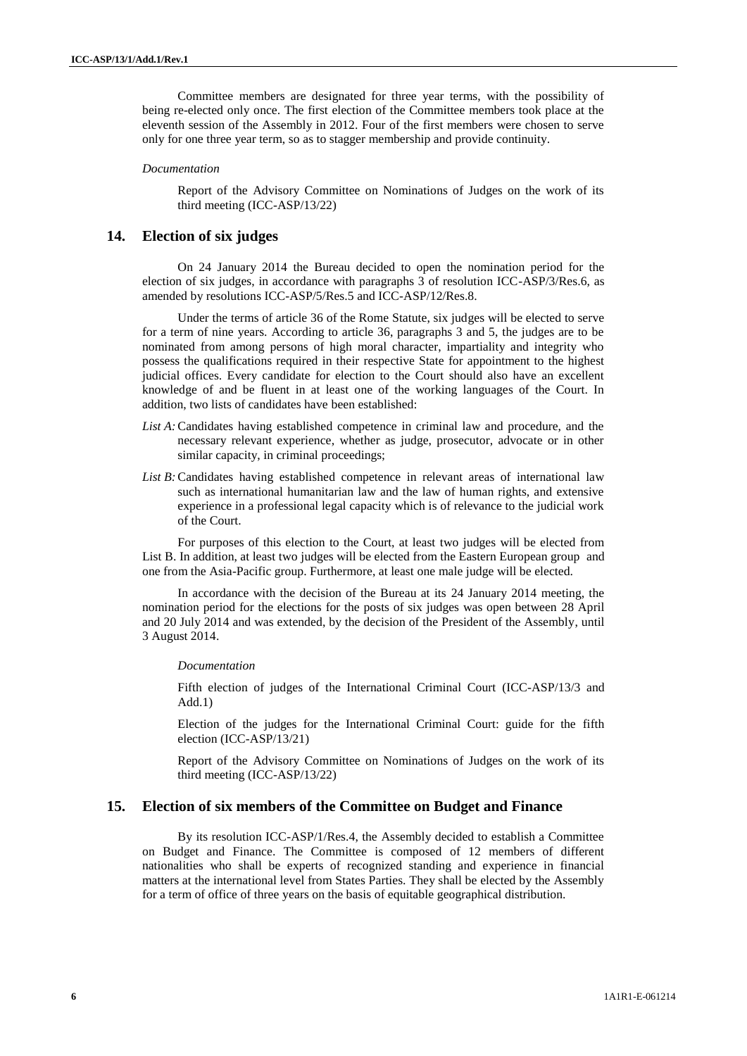Committee members are designated for three year terms, with the possibility of being re-elected only once. The first election of the Committee members took place at the eleventh session of the Assembly in 2012. Four of the first members were chosen to serve only for one three year term, so as to stagger membership and provide continuity.

*Documentation*

Report of the Advisory Committee on Nominations of Judges on the work of its third meeting (ICC-ASP/13/22)

## 14. Election of six judges

On 24 January 2014 the Bureau decided to open the nomination period for the election of six judges, in accordance with paragraphs 3 of resolution ICC-ASP/3/Res.6, as amended by resolutions ICC-ASP/5/Res.5 and ICC-ASP/12/Res.8.

Under the terms of article 36 of the Rome Statute, six judges will be elected to serve for a term of nine years. According to article 36, paragraphs 3 and 5, the judges are to be nominated from among persons of high moral character, impartiality and integrity who possess the qualifications required in their respective State for appointment to the highest judicial offices. Every candidate for election to the Court should also have an excellent knowledge of and be fluent in at least one of the working languages of the Court. In addition, two lists of candidates have been established:

*List A:* Candidates having established competence in criminal law and procedure, and the necessary relevant experience, whether as judge, prosecutor, advocate or in other similar capacity, in criminal proceedings;

*List B:* Candidates having established competence in relevant areas of international law such as international humanitarian law and the law of human rights, and extensive experience in a professional legal capacity which is of relevance to the judicial work of the Court.

For purposes of this election to the Court, at least two judges will be elected from List B. In addition, at least two judges will be elected from the Eastern European group and one from the Asia-Pacific group. Furthermore, at least one male judge will be elected.

In accordance with the decision of the Bureau at its 24 January 2014 meeting, the nomination period for the elections for the posts of six judges was open between 28 April and 20 July 2014 and was extended, by the decision of the President of the Assembly, until 3 August 2014.

*Documentation*

Fifth election of judges of the International Criminal Court (ICC-ASP/13/3 and Add.1)

Election of the judges for the International Criminal Court: guide for the fifth election (ICC-ASP/13/21)

Report of the Advisory Committee on Nominations of Judges on the work of its third meeting (ICC-ASP/13/22)

## 15. Election of six members of the Committee on Budget and Finance

By its resolution ICC-ASP/1/Res.4, the Assembly decided to establish a Committee on Budget and Finance. The Committee is composed of 12 members of different nationalities who shall be experts of recognized standing and experience in financial matters at the international level from States Parties. They shall be elected by the Assembly for a term of office of three years on the basis of equitable geographical distribution.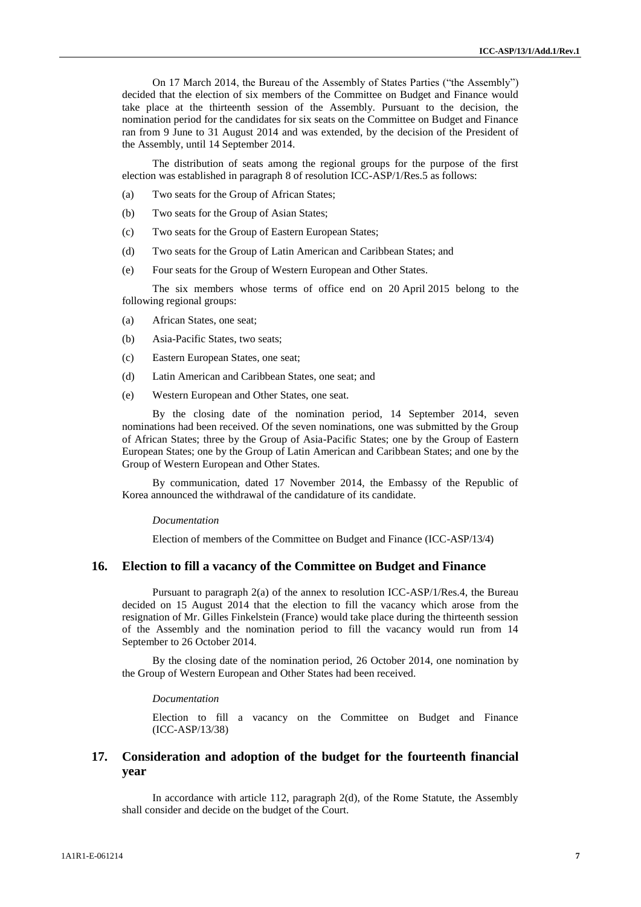On 17 March 2014, the Bureau of the Assembly of States Parties ("the Assembly") decided that the election of six members of the Committee on Budget and Finance would take place at the thirteenth session of the Assembly. Pursuant to the decision, the nomination period for the candidates for six seats on the Committee on Budget and Finance ran from 9 June to 31 August 2014 and was extended, by the decision of the President of the Assembly, until 14 September 2014.

The distribution of seats among the regional groups for the purpose of the first election was established in paragraph 8 of resolution ICC-ASP/1/Res.5 as follows:

(a) Two seats for the Group of African States;

(b) Two seats for the Group of Asian States;

(c) Two seats for the Group of Eastern European States;

(d) Two seats for the Group of Latin American and Caribbean States; and

(e) Four seats for the Group of Western European and Other States.

The six members whose terms of office end on 20 April 2015 belong to the following regional groups:

(a) African States, one seat;

(b) Asia-Pacific States, two seats;

(c) Eastern European States, one seat;

(d) Latin American and Caribbean States, one seat; and

(e) Western European and Other States, one seat.

By the closing date of the nomination period, 14 September 2014, seven nominations had been received. Of the seven nominations, one was submitted by the Group of African States; three by the Group of Asia-Pacific States; one by the Group of Eastern European States; one by the Group of Latin American and Caribbean States; and one by the Group of Western European and Other States.

By communication, dated 17 November 2014, the Embassy of the Republic of Korea announced the withdrawal of the candidature of its candidate.

*Documentation*

Election of members of the Committee on Budget and Finance (ICC-ASP/13/4)

## 16. Election to fill a vacancy of the Committee on Budget and Finance

Pursuant to paragraph 2(a) of the annex to resolution ICC-ASP/1/Res.4, the Bureau decided on 15 August 2014 that the election to fill the vacancy which arose from the resignation of Mr. Gilles Finkelstein (France) would take place during the thirteenth session of the Assembly and the nomination period to fill the vacancy would run from 14 September to 26 October 2014.

By the closing date of the nomination period, 26 October 2014, one nomination by the Group of Western European and Other States had been received.

*Documentation*

Election to fill a vacancy on the Committee on Budget and Finance (ICC-ASP/13/38)

## 17. Consideration and adoption of the budget for the fourteenth financial year

In accordance with article 112, paragraph 2(d), of the Rome Statute, the Assembly shall consider and decide on the budget of the Court.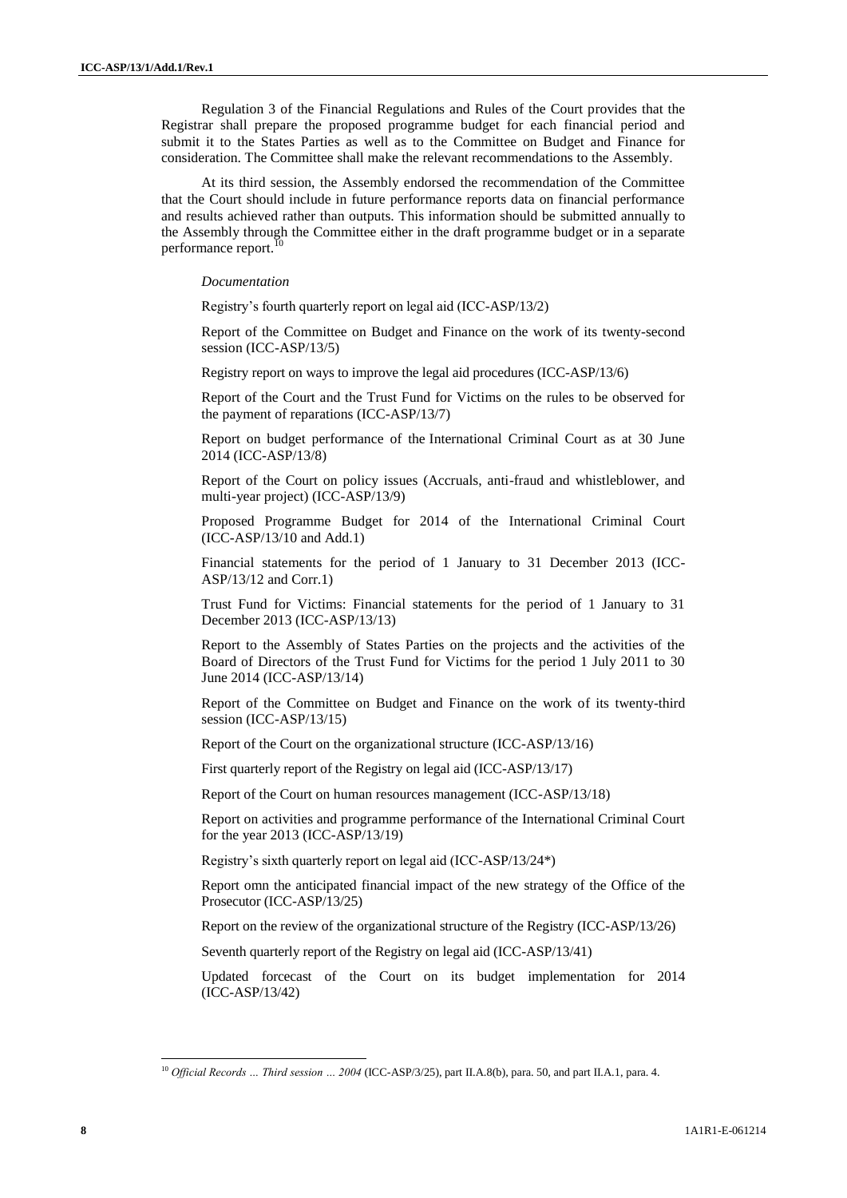Regulation 3 of the Financial Regulations and Rules of the Court provides that the Registrar shall prepare the proposed programme budget for each financial period and submit it to the States Parties as well as to the Committee on Budget and Finance for consideration. The Committee shall make the relevant recommendations to the Assembly.

At its third session, the Assembly endorsed the recommendation of the Committee that the Court should include in future performance reports data on financial performance and results achieved rather than outputs. This information should be submitted annually to the Assembly through the Committee either in the draft programme budget or in a separate performance report.[10]

*Documentation*

Registry's fourth quarterly report on legal aid (ICC-ASP/13/2)

Report of the Committee on Budget and Finance on the work of its twenty-second session (ICC-ASP/13/5)

Registry report on ways to improve the legal aid procedures (ICC-ASP/13/6)

Report of the Court and the Trust Fund for Victims on the rules to be observed for the payment of reparations (ICC-ASP/13/7)

Report on budget performance of the International Criminal Court as at 30 June 2014 (ICC-ASP/13/8)

Report of the Court on policy issues (Accruals, anti-fraud and whistleblower, and multi-year project) (ICC-ASP/13/9)

Proposed Programme Budget for 2014 of the International Criminal Court (ICC-ASP/13/10 and Add.1)

Financial statements for the period of 1 January to 31 December 2013 (ICC-ASP/13/12 and Corr.1)

Trust Fund for Victims: Financial statements for the period of 1 January to 31 December 2013 (ICC-ASP/13/13)

Report to the Assembly of States Parties on the projects and the activities of the Board of Directors of the Trust Fund for Victims for the period 1 July 2011 to 30 June 2014 (ICC-ASP/13/14)

Report of the Committee on Budget and Finance on the work of its twenty-third session (ICC-ASP/13/15)

Report of the Court on the organizational structure (ICC-ASP/13/16)

First quarterly report of the Registry on legal aid (ICC-ASP/13/17)

Report of the Court on human resources management (ICC-ASP/13/18)

Report on activities and programme performance of the International Criminal Court for the year 2013 (ICC-ASP/13/19)

Registry's sixth quarterly report on legal aid (ICC-ASP/13/24*)

Report omn the anticipated financial impact of the new strategy of the Office of the Prosecutor (ICC-ASP/13/25)

Report on the review of the organizational structure of the Registry (ICC-ASP/13/26)

Seventh quarterly report of the Registry on legal aid (ICC-ASP/13/41)

Updated forcecast of the Court on its budget implementation for 2014 (ICC-ASP/13/42)

---

[10] *Official Records … Third session … 2004* (ICC-ASP/3/25), part II.A.8(b), para. 50, and part II.A.1, para. 4.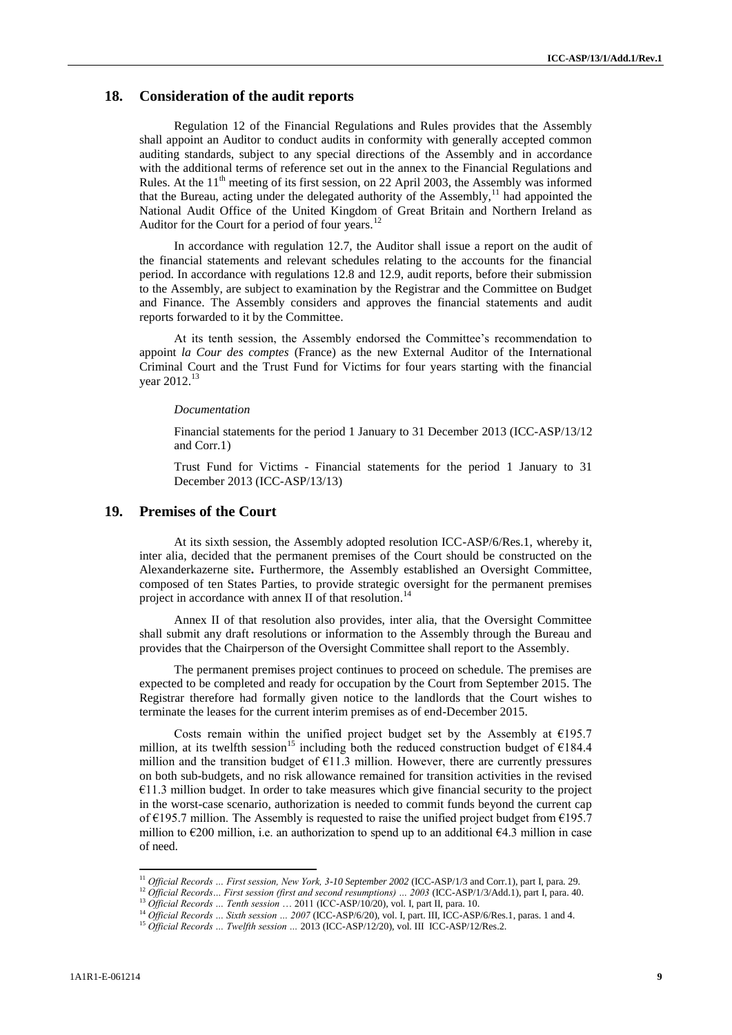## 18. Consideration of the audit reports

Regulation 12 of the Financial Regulations and Rules provides that the Assembly shall appoint an Auditor to conduct audits in conformity with generally accepted common auditing standards, subject to any special directions of the Assembly and in accordance with the additional terms of reference set out in the annex to the Financial Regulations and Rules. At the 11th meeting of its first session, on 22 April 2003, the Assembly was informed that the Bureau, acting under the delegated authority of the Assembly,[11] had appointed the National Audit Office of the United Kingdom of Great Britain and Northern Ireland as Auditor for the Court for a period of four years.[12]

In accordance with regulation 12.7, the Auditor shall issue a report on the audit of the financial statements and relevant schedules relating to the accounts for the financial period. In accordance with regulations 12.8 and 12.9, audit reports, before their submission to the Assembly, are subject to examination by the Registrar and the Committee on Budget and Finance. The Assembly considers and approves the financial statements and audit reports forwarded to it by the Committee.

At its tenth session, the Assembly endorsed the Committee's recommendation to appoint *la Cour des comptes* (France) as the new External Auditor of the International Criminal Court and the Trust Fund for Victims for four years starting with the financial year 2012.[13]

*Documentation*

Financial statements for the period 1 January to 31 December 2013 (ICC-ASP/13/12 and Corr.1)

Trust Fund for Victims - Financial statements for the period 1 January to 31 December 2013 (ICC-ASP/13/13)

## 19. Premises of the Court

At its sixth session, the Assembly adopted resolution ICC-ASP/6/Res.1, whereby it, inter alia, decided that the permanent premises of the Court should be constructed on the Alexanderkazerne site**.** Furthermore, the Assembly established an Oversight Committee, composed of ten States Parties, to provide strategic oversight for the permanent premises project in accordance with annex II of that resolution.[14]

Annex II of that resolution also provides, inter alia, that the Oversight Committee shall submit any draft resolutions or information to the Assembly through the Bureau and provides that the Chairperson of the Oversight Committee shall report to the Assembly.

The permanent premises project continues to proceed on schedule. The premises are expected to be completed and ready for occupation by the Court from September 2015. The Registrar therefore had formally given notice to the landlords that the Court wishes to terminate the leases for the current interim premises as of end-December 2015.

Costs remain within the unified project budget set by the Assembly at €195.7 million, at its twelfth session[15] including both the reduced construction budget of €184.4 million and the transition budget of €11.3 million. However, there are currently pressures on both sub-budgets, and no risk allowance remained for transition activities in the revised €11.3 million budget. In order to take measures which give financial security to the project in the worst-case scenario, authorization is needed to commit funds beyond the current cap of €195.7 million. The Assembly is requested to raise the unified project budget from €195.7 million to €200 million, i.e. an authorization to spend up to an additional €4.3 million in case of need.

---

[11] *Official Records … First session, New York, 3-10 September 2002* (ICC-ASP/1/3 and Corr.1), part I, para. 29.

[12] *Official Records… First session (first and second resumptions) … 2003* (ICC-ASP/1/3/Add.1), part I, para. 40.

[13] *Official Records … Tenth session …* 2011 (ICC-ASP/10/20), vol. I, part II, para. 10.

[14] *Official Records … Sixth session … 2007* (ICC-ASP/6/20), vol. I, part. III, ICC-ASP/6/Res.1, paras. 1 and 4.

[15] *Official Records … Twelfth session …* 2013 (ICC-ASP/12/20), vol. III ICC-ASP/12/Res.2.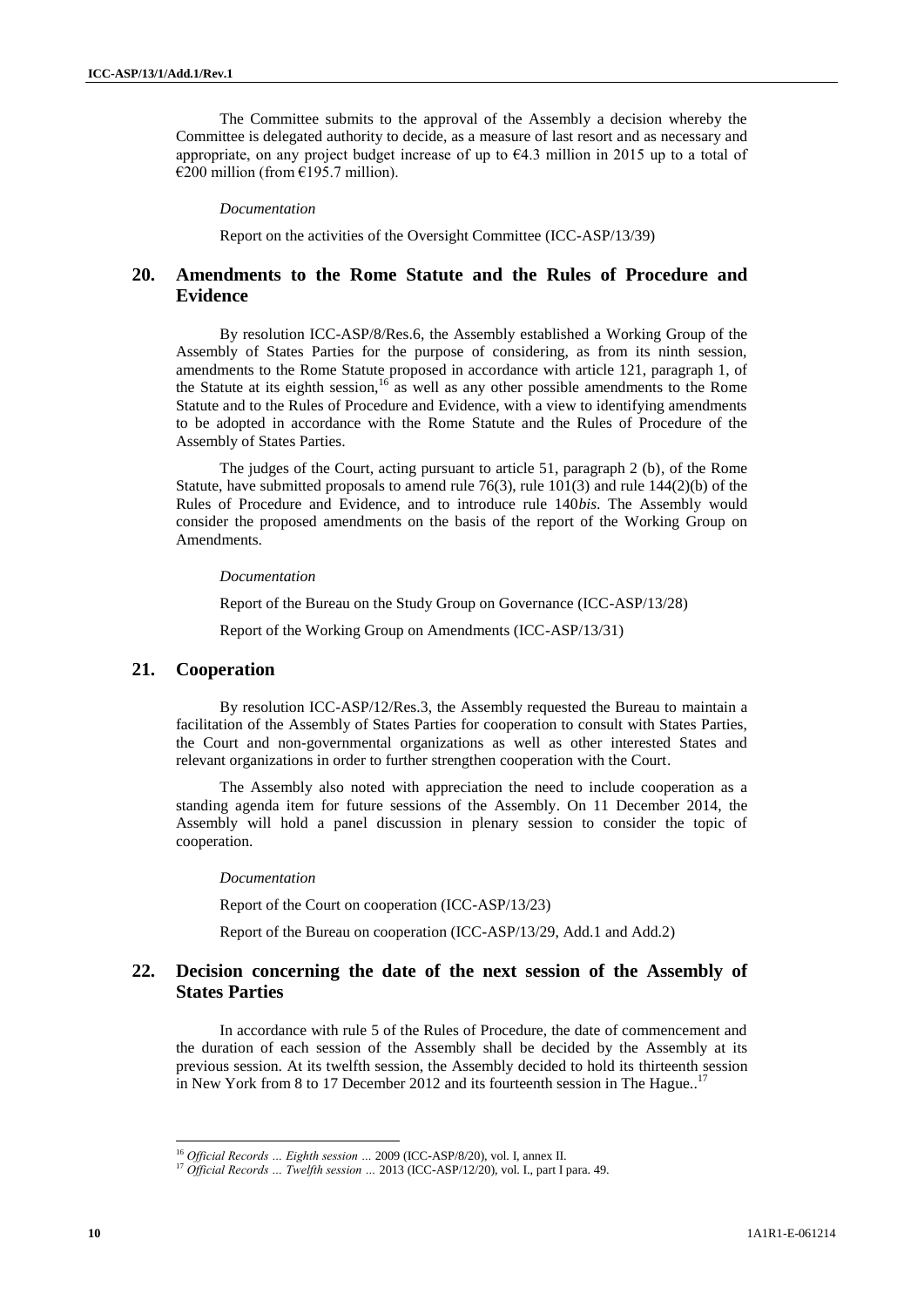The Committee submits to the approval of the Assembly a decision whereby the Committee is delegated authority to decide, as a measure of last resort and as necessary and appropriate, on any project budget increase of up to €4.3 million in 2015 up to a total of €200 million (from €195.7 million).

*Documentation*

Report on the activities of the Oversight Committee (ICC-ASP/13/39)

## 20. Amendments to the Rome Statute and the Rules of Procedure and Evidence

By resolution ICC-ASP/8/Res.6, the Assembly established a Working Group of the Assembly of States Parties for the purpose of considering, as from its ninth session, amendments to the Rome Statute proposed in accordance with article 121, paragraph 1, of the Statute at its eighth session,[16] as well as any other possible amendments to the Rome Statute and to the Rules of Procedure and Evidence, with a view to identifying amendments to be adopted in accordance with the Rome Statute and the Rules of Procedure of the Assembly of States Parties.

The judges of the Court, acting pursuant to article 51, paragraph 2 (b), of the Rome Statute, have submitted proposals to amend rule 76(3), rule 101(3) and rule 144(2)(b) of the Rules of Procedure and Evidence, and to introduce rule 140*bis*. The Assembly would consider the proposed amendments on the basis of the report of the Working Group on Amendments.

*Documentation*

Report of the Bureau on the Study Group on Governance (ICC-ASP/13/28)

Report of the Working Group on Amendments (ICC-ASP/13/31)

## 21. Cooperation

By resolution ICC-ASP/12/Res.3, the Assembly requested the Bureau to maintain a facilitation of the Assembly of States Parties for cooperation to consult with States Parties, the Court and non-governmental organizations as well as other interested States and relevant organizations in order to further strengthen cooperation with the Court.

The Assembly also noted with appreciation the need to include cooperation as a standing agenda item for future sessions of the Assembly. On 11 December 2014, the Assembly will hold a panel discussion in plenary session to consider the topic of cooperation.

*Documentation*

Report of the Court on cooperation (ICC-ASP/13/23)

Report of the Bureau on cooperation (ICC-ASP/13/29, Add.1 and Add.2)

## 22. Decision concerning the date of the next session of the Assembly of States Parties

In accordance with rule 5 of the Rules of Procedure, the date of commencement and the duration of each session of the Assembly shall be decided by the Assembly at its previous session. At its twelfth session, the Assembly decided to hold its thirteenth session in New York from 8 to 17 December 2012 and its fourteenth session in The Hague..[17]

---

[16] *Official Records … Eighth session …* 2009 (ICC-ASP/8/20), vol. I, annex II.

[17] *Official Records … Twelfth session …* 2013 (ICC-ASP/12/20), vol. I., part I para. 49.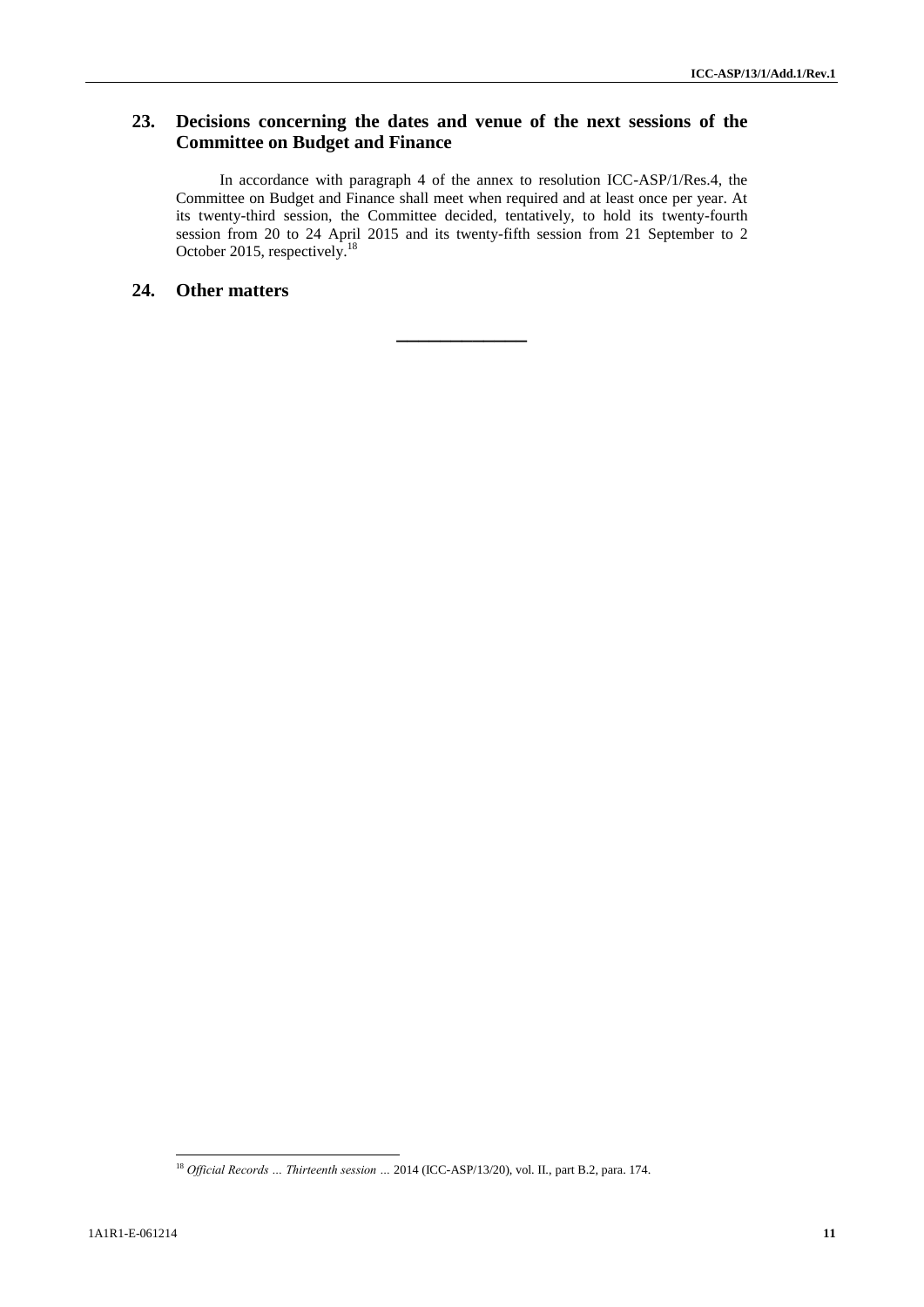## 23. Decisions concerning the dates and venue of the next sessions of the Committee on Budget and Finance

In accordance with paragraph 4 of the annex to resolution ICC-ASP/1/Res.4, the Committee on Budget and Finance shall meet when required and at least once per year. At its twenty-third session, the Committee decided, tentatively, to hold its twenty-fourth session from 20 to 24 April 2015 and its twenty-fifth session from 21 September to 2 October 2015, respectively.[18]

## 24. Other matters

---

[18] *Official Records … Thirteenth session …* 2014 (ICC-ASP/13/20), vol. II., part B.2, para. 174.